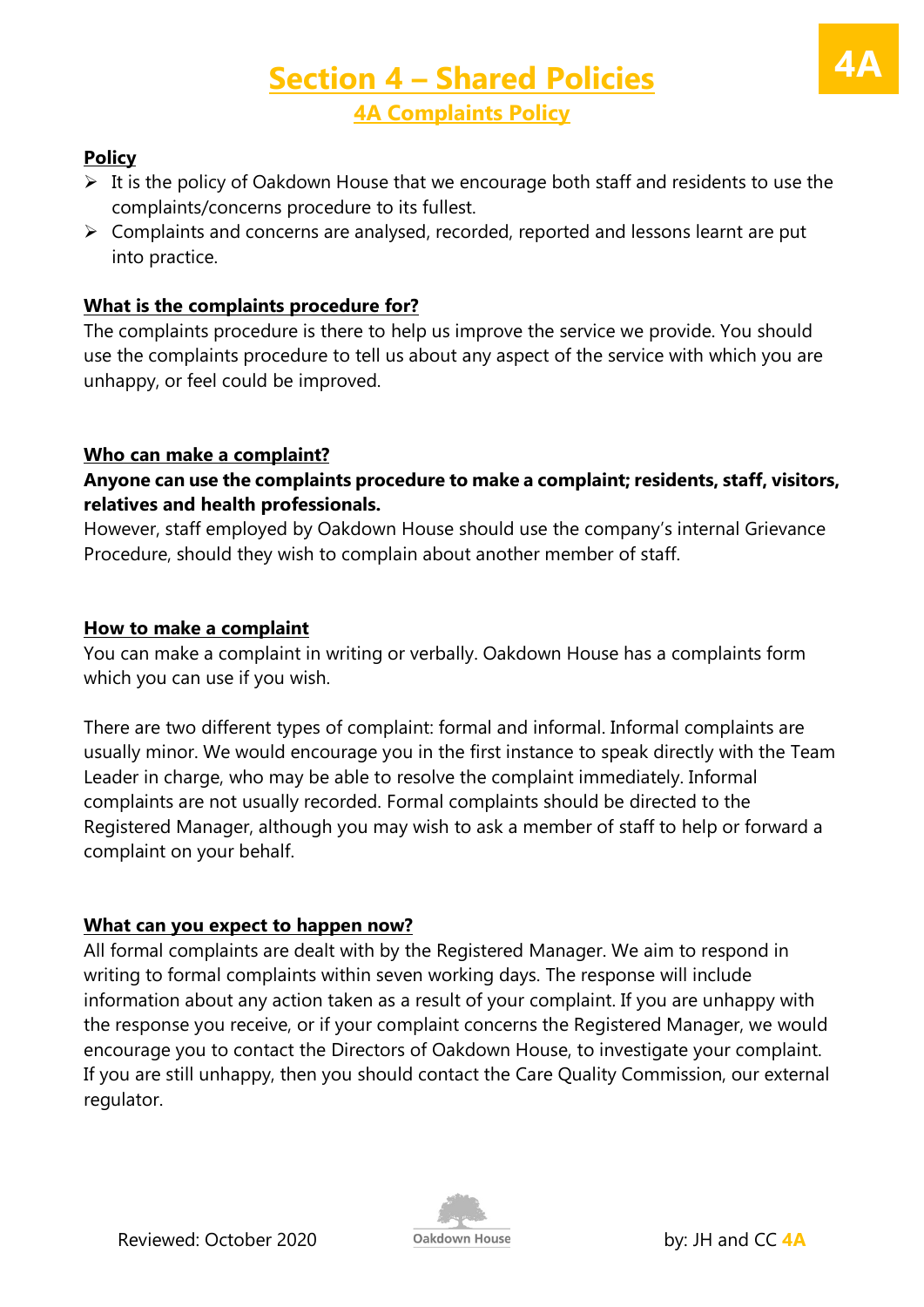# Section 4 – Shared Policies

## 4A Complaints Policy

**Policy**

- It is the policy of Oakdown House that we encourage both staff and residents to use the complaints/concerns procedure to its fullest.
- Complaints and concerns are analysed, recorded, reported and lessons learnt are put into practice.

**What is the complaints procedure for?**

The complaints procedure is there to help us improve the service we provide. You should use the complaints procedure to tell us about any aspect of the service with which you are unhappy, or feel could be improved.

**Who can make a complaint?**

**Anyone can use the complaints procedure to make a complaint; residents, staff, visitors, relatives and health professionals.**

However, staff employed by Oakdown House should use the company's internal Grievance Procedure, should they wish to complain about another member of staff.

**How to make a complaint**

You can make a complaint in writing or verbally. Oakdown House has a complaints form which you can use if you wish.

There are two different types of complaint: formal and informal. Informal complaints are usually minor. We would encourage you in the first instance to speak directly with the Team Leader in charge, who may be able to resolve the complaint immediately. Informal complaints are not usually recorded. Formal complaints should be directed to the Registered Manager, although you may wish to ask a member of staff to help or forward a complaint on your behalf.

**What can you expect to happen now?**

All formal complaints are dealt with by the Registered Manager. We aim to respond in writing to formal complaints within seven working days. The response will include information about any action taken as a result of your complaint. If you are unhappy with the response you receive, or if your complaint concerns the Registered Manager, we would encourage you to contact the Directors of Oakdown House, to investigate your complaint. If you are still unhappy, then you should contact the Care Quality Commission, our external regulator.

Reviewed: October 2020 by: JH and CC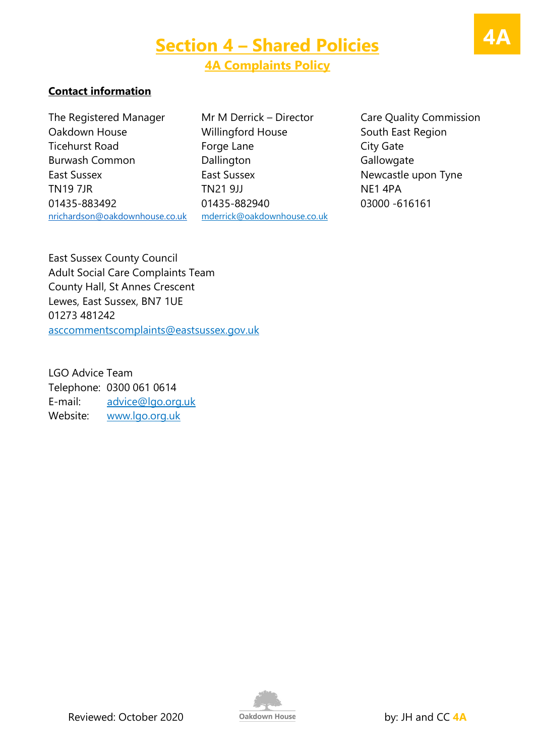# Section 4 – Shared Policies

## 4A Complaints Policy

**Contact information**

The Registered Manager
Oakdown House
Ticehurst Road
Burwash Common
East Sussex
TN19 7JR
01435-883492
nrichardson@oakdownhouse.co.uk

Mr M Derrick – Director
Willingford House
Forge Lane
Dallington
East Sussex
TN21 9JJ
01435-882940
mderrick@oakdownhouse.co.uk

Care Quality Commission
South East Region
City Gate
Gallowgate
Newcastle upon Tyne
NE1 4PA
03000 -616161

East Sussex County Council
Adult Social Care Complaints Team
County Hall, St Annes Crescent
Lewes, East Sussex, BN7 1UE
01273 481242
asccommentscomplaints@eastsussex.gov.uk

LGO Advice Team
Telephone: 0300 061 0614
E-mail: advice@lgo.org.uk
Website: www.lgo.org.uk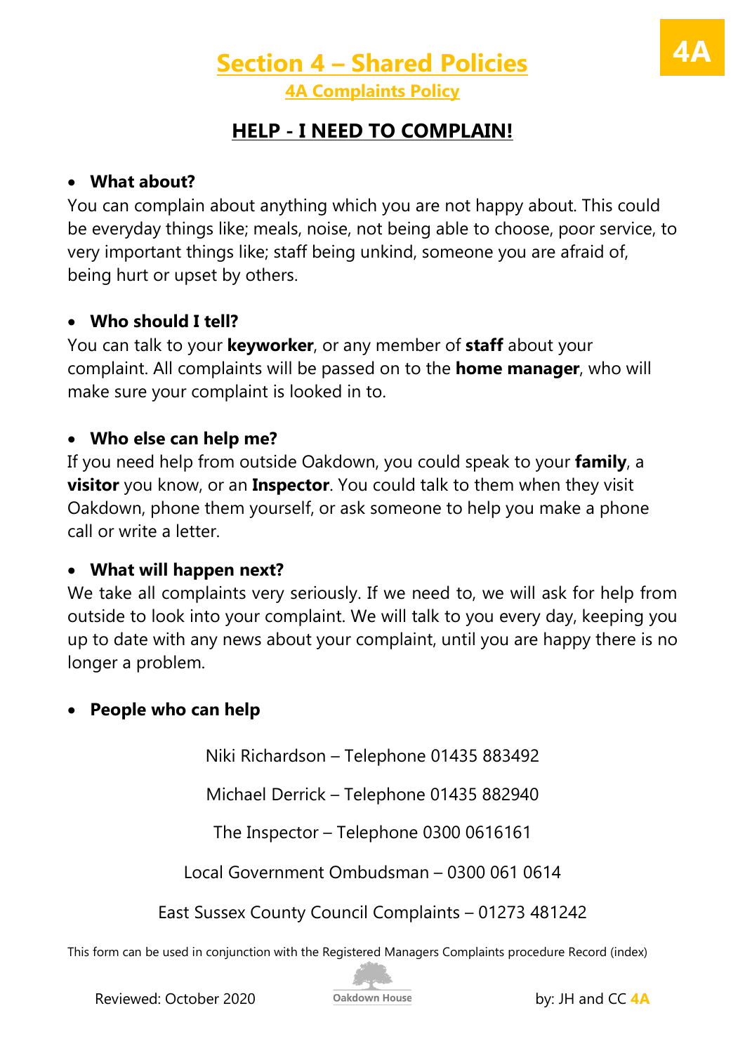# Section 4 – Shared Policies

## 4A Complaints Policy

4A

## HELP - I NEED TO COMPLAIN!

- **What about?**

You can complain about anything which you are not happy about. This could be everyday things like; meals, noise, not being able to choose, poor service, to very important things like; staff being unkind, someone you are afraid of, being hurt or upset by others.

- **Who should I tell?**

You can talk to your **keyworker**, or any member of **staff** about your complaint. All complaints will be passed on to the **home manager**, who will make sure your complaint is looked in to.

- **Who else can help me?**

If you need help from outside Oakdown, you could speak to your **family**, a **visitor** you know, or an **Inspector**. You could talk to them when they visit Oakdown, phone them yourself, or ask someone to help you make a phone call or write a letter.

- **What will happen next?**

We take all complaints very seriously. If we need to, we will ask for help from outside to look into your complaint. We will talk to you every day, keeping you up to date with any news about your complaint, until you are happy there is no longer a problem.

- **People who can help**

Niki Richardson – Telephone 01435 883492

Michael Derrick – Telephone 01435 882940

The Inspector – Telephone 0300 0616161

Local Government Ombudsman – 0300 061 0614

East Sussex County Council Complaints – 01273 481242

This form can be used in conjunction with the Registered Managers Complaints procedure Record (index)

Reviewed: October 2020 Oakdown House by: JH and CC 4A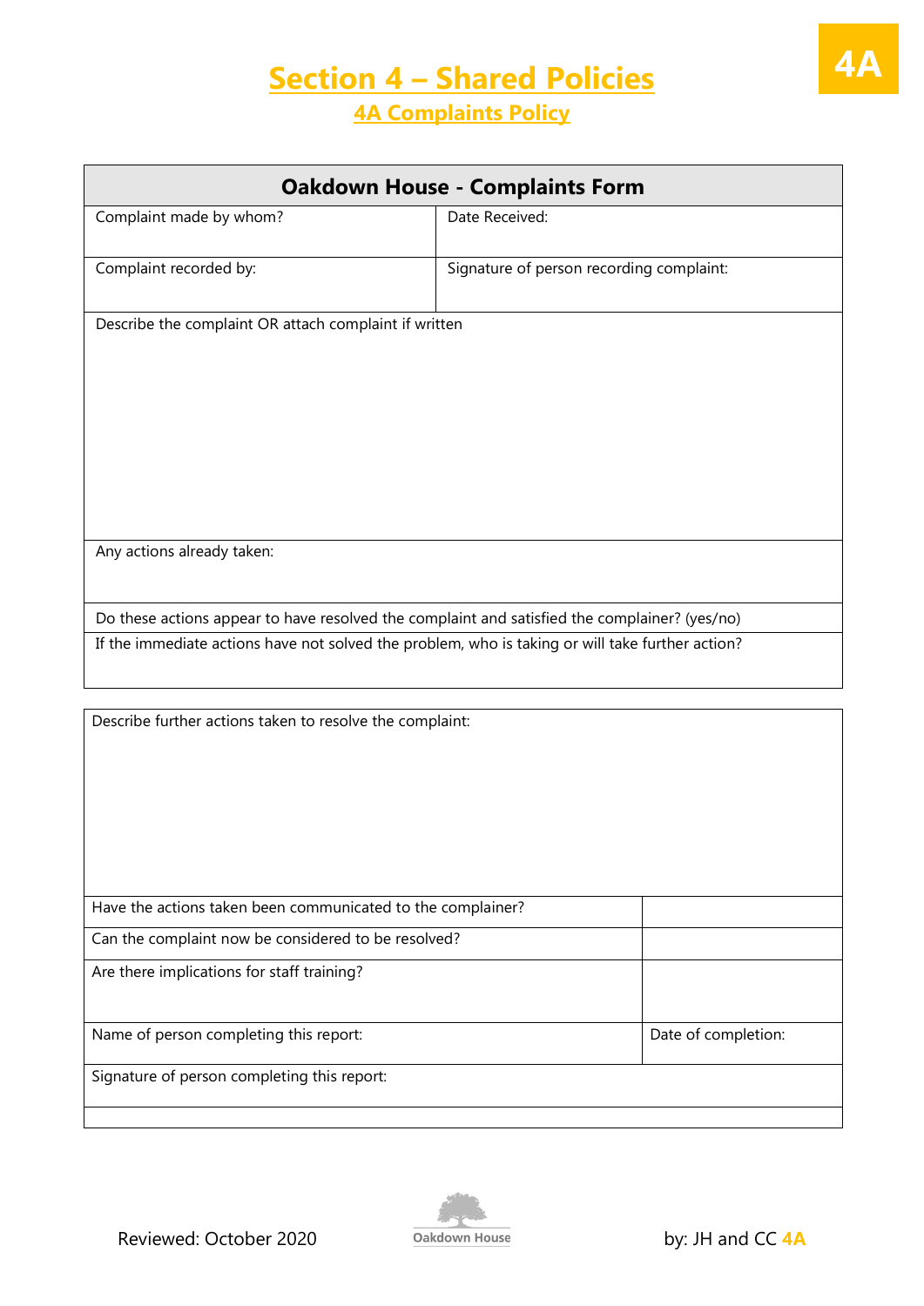# Section 4 – Shared Policies

## 4A Complaints Policy

| Oakdown House - Complaints Form | |
|---|---|
| Complaint made by whom? | Date Received: |
| Complaint recorded by: | Signature of person recording complaint: |
| Describe the complaint OR attach complaint if written | |
| Any actions already taken: | |
| Do these actions appear to have resolved the complaint and satisfied the complainer? (yes/no) | |
| If the immediate actions have not solved the problem, who is taking or will take further action? | |

| Describe further actions taken to resolve the complaint: | |
|---|---|
| Have the actions taken been communicated to the complainer? | |
| Can the complaint now be considered to be resolved? | |
| Are there implications for staff training? | |
| Name of person completing this report: | Date of completion: |
| Signature of person completing this report: | |
| | |

Reviewed: October 2020

Oakdown House

by: JH and CC 4A